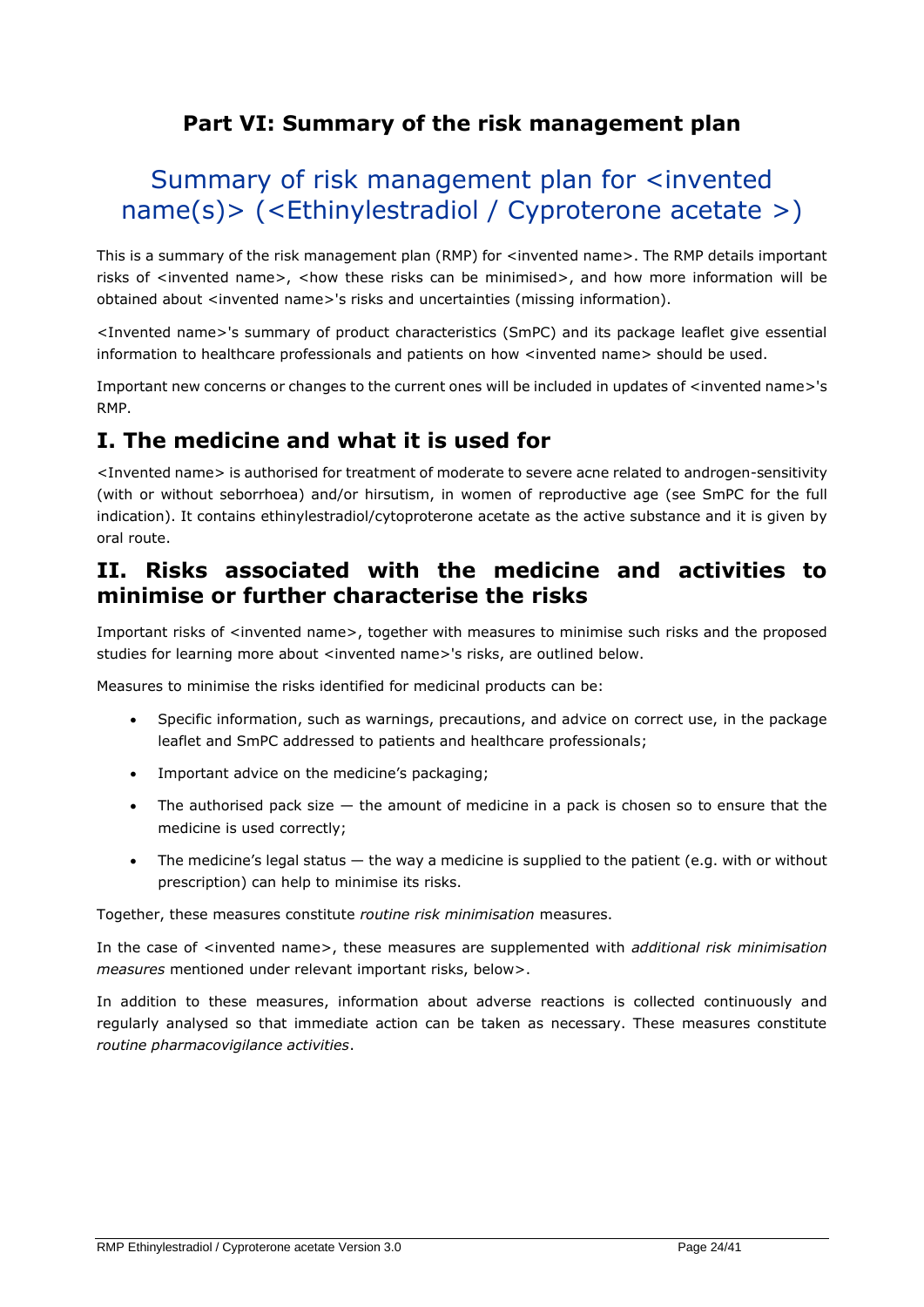# Part VI: Summary of the risk management plan

## Summary of risk management plan for <invented name(s)> (<Ethinylestradiol / Cyproterone acetate >)

This is a summary of the risk management plan (RMP) for <invented name>. The RMP details important risks of <invented name>, <how these risks can be minimised>, and how more information will be obtained about <invented name>'s risks and uncertainties (missing information).

<Invented name>'s summary of product characteristics (SmPC) and its package leaflet give essential information to healthcare professionals and patients on how <invented name> should be used.

Important new concerns or changes to the current ones will be included in updates of <invented name>'s RMP.

## I. The medicine and what it is used for

<Invented name> is authorised for treatment of moderate to severe acne related to androgen-sensitivity (with or without seborrhoea) and/or hirsutism, in women of reproductive age (see SmPC for the full indication). It contains ethinylestradiol/cytoproterone acetate as the active substance and it is given by oral route.

## II. Risks associated with the medicine and activities to minimise or further characterise the risks

Important risks of <invented name>, together with measures to minimise such risks and the proposed studies for learning more about <invented name>'s risks, are outlined below.

Measures to minimise the risks identified for medicinal products can be:

- Specific information, such as warnings, precautions, and advice on correct use, in the package leaflet and SmPC addressed to patients and healthcare professionals;
- Important advice on the medicine's packaging;
- The authorised pack size — the amount of medicine in a pack is chosen so to ensure that the medicine is used correctly;
- The medicine's legal status — the way a medicine is supplied to the patient (e.g. with or without prescription) can help to minimise its risks.

Together, these measures constitute *routine risk minimisation* measures.

In the case of <invented name>, these measures are supplemented with *additional risk minimisation measures* mentioned under relevant important risks, below>.

In addition to these measures, information about adverse reactions is collected continuously and regularly analysed so that immediate action can be taken as necessary. These measures constitute *routine pharmacovigilance activities*.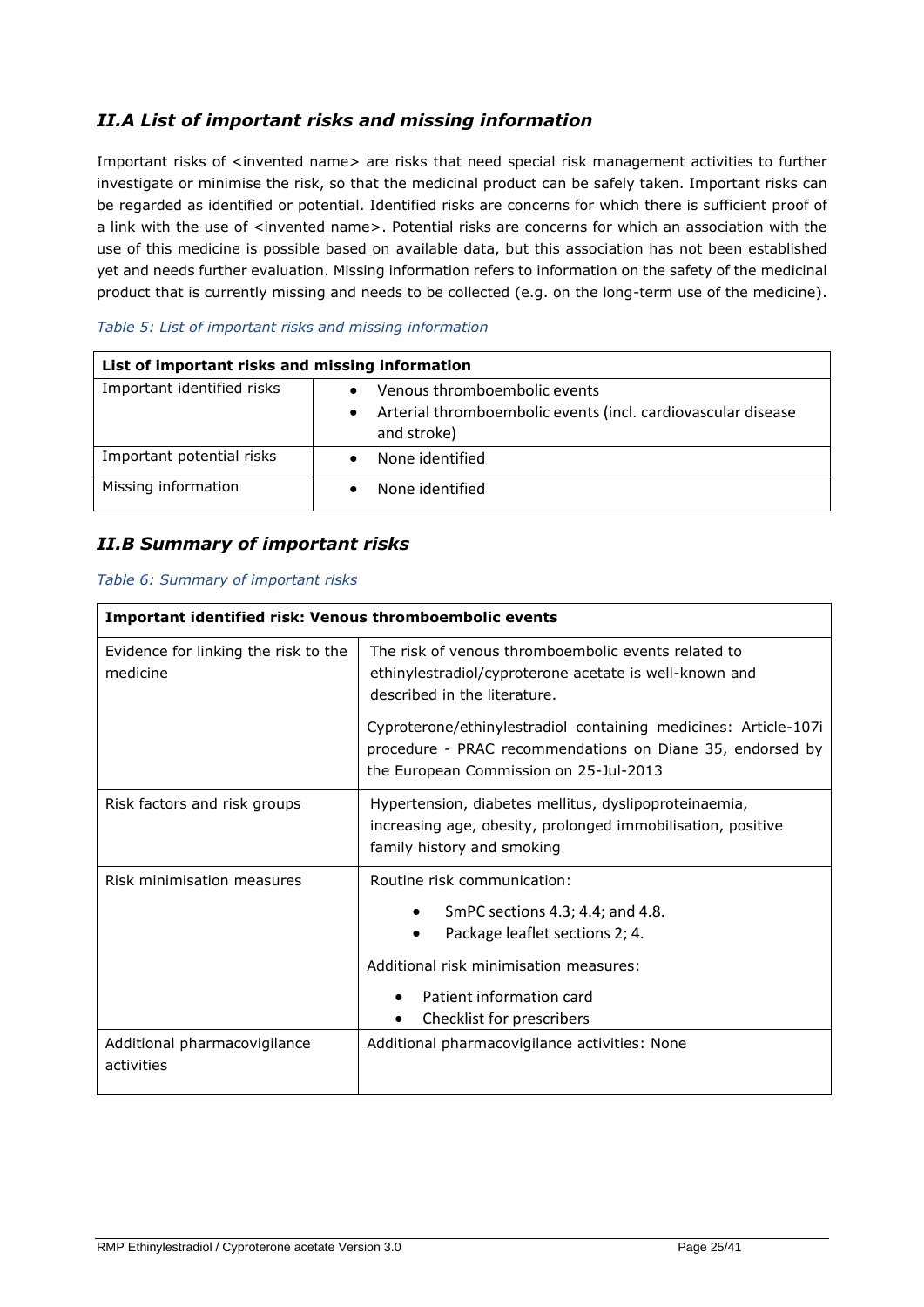## *II.A List of important risks and missing information*

Important risks of <invented name> are risks that need special risk management activities to further investigate or minimise the risk, so that the medicinal product can be safely taken. Important risks can be regarded as identified or potential. Identified risks are concerns for which there is sufficient proof of a link with the use of <invented name>. Potential risks are concerns for which an association with the use of this medicine is possible based on available data, but this association has not been established yet and needs further evaluation. Missing information refers to information on the safety of the medicinal product that is currently missing and needs to be collected (e.g. on the long-term use of the medicine).

*Table 5: List of important risks and missing information*

| **List of important risks and missing information** | |
|---|---|
| Important identified risks | • Venous thromboembolic events<br>• Arterial thromboembolic events (incl. cardiovascular disease and stroke) |
| Important potential risks | • None identified |
| Missing information | • None identified |

## *II.B Summary of important risks*

*Table 6: Summary of important risks*

| **Important identified risk: Venous thromboembolic events** | |
|---|---|
| Evidence for linking the risk to the medicine | The risk of venous thromboembolic events related to ethinylestradiol/cyproterone acetate is well-known and described in the literature.<br><br>Cyproterone/ethinylestradiol containing medicines: Article-107i procedure - PRAC recommendations on Diane 35, endorsed by the European Commission on 25-Jul-2013 |
| Risk factors and risk groups | Hypertension, diabetes mellitus, dyslipoproteinaemia, increasing age, obesity, prolonged immobilisation, positive family history and smoking |
| Risk minimisation measures | Routine risk communication:<br>• SmPC sections 4.3; 4.4; and 4.8.<br>• Package leaflet sections 2; 4.<br><br>Additional risk minimisation measures:<br>• Patient information card<br>• Checklist for prescribers |
| Additional pharmacovigilance activities | Additional pharmacovigilance activities: None |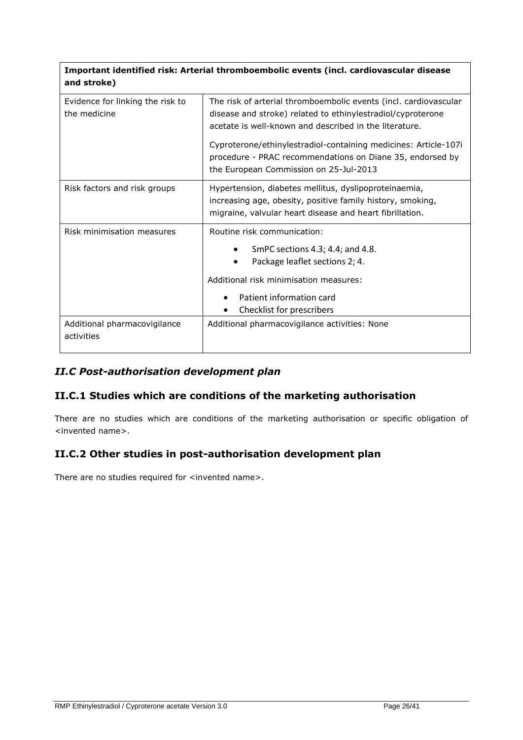| **Important identified risk: Arterial thromboembolic events (incl. cardiovascular disease and stroke)** | |
|---|---|
| Evidence for linking the risk to the medicine | The risk of arterial thromboembolic events (incl. cardiovascular disease and stroke) related to ethinylestradiol/cyproterone acetate is well-known and described in the literature.<br><br>Cyproterone/ethinylestradiol-containing medicines: Article-107i procedure - PRAC recommendations on Diane 35, endorsed by the European Commission on 25-Jul-2013 |
| Risk factors and risk groups | Hypertension, diabetes mellitus, dyslipoproteinaemia, increasing age, obesity, positive family history, smoking, migraine, valvular heart disease and heart fibrillation. |
| Risk minimisation measures | Routine risk communication:<br>• SmPC sections 4.3; 4.4; and 4.8.<br>• Package leaflet sections 2; 4.<br><br>Additional risk minimisation measures:<br>• Patient information card<br>• Checklist for prescribers |
| Additional pharmacovigilance activities | Additional pharmacovigilance activities: None |

## *II.C Post-authorisation development plan*

### II.C.1 Studies which are conditions of the marketing authorisation

There are no studies which are conditions of the marketing authorisation or specific obligation of <invented name>.

### II.C.2 Other studies in post-authorisation development plan

There are no studies required for <invented name>.